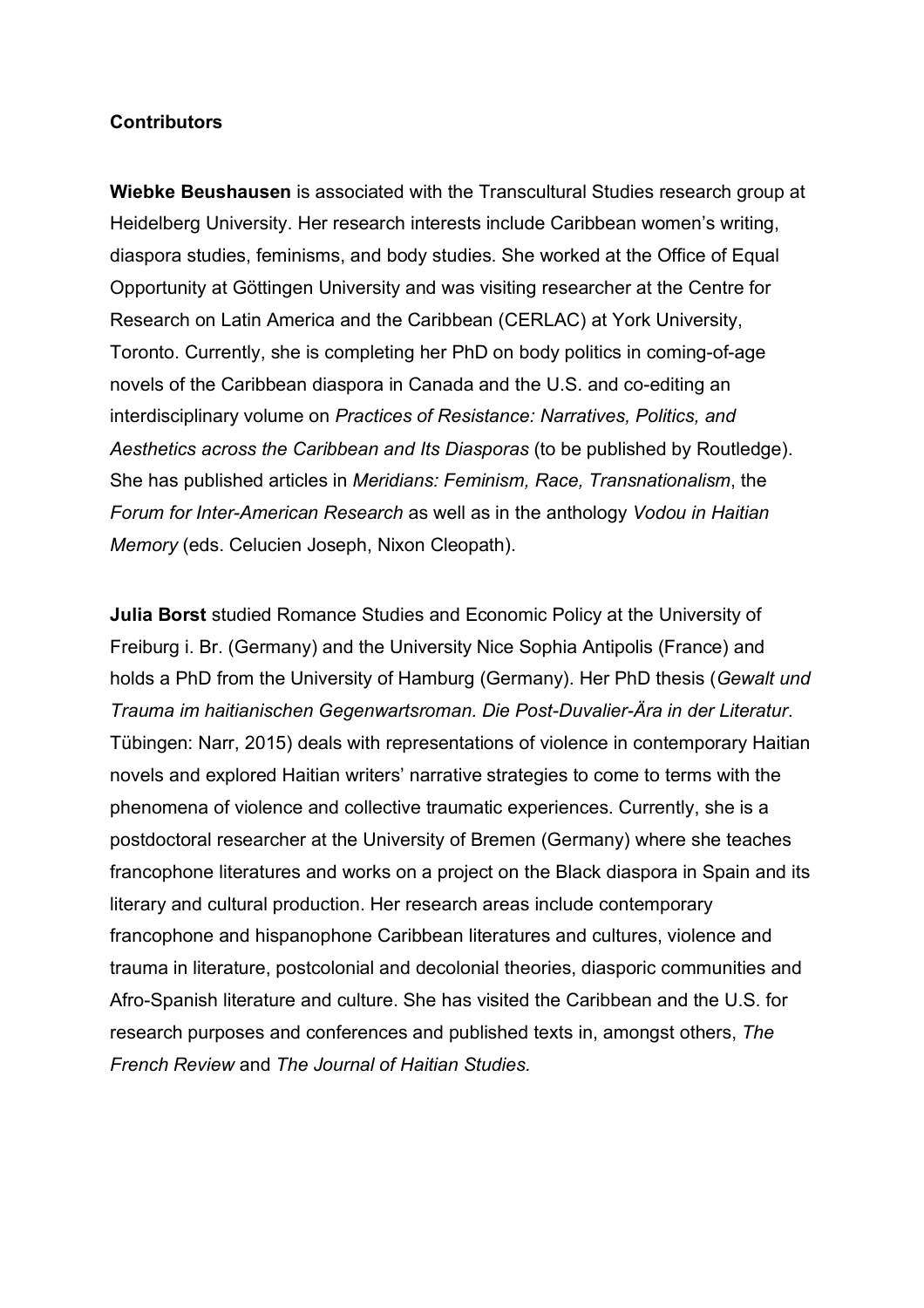## Contributors

**Wiebke Beushausen** is associated with the Transcultural Studies research group at Heidelberg University. Her research interests include Caribbean women's writing, diaspora studies, feminisms, and body studies. She worked at the Office of Equal Opportunity at Göttingen University and was visiting researcher at the Centre for Research on Latin America and the Caribbean (CERLAC) at York University, Toronto. Currently, she is completing her PhD on body politics in coming-of-age novels of the Caribbean diaspora in Canada and the U.S. and co-editing an interdisciplinary volume on *Practices of Resistance: Narratives, Politics, and Aesthetics across the Caribbean and Its Diasporas* (to be published by Routledge). She has published articles in *Meridians: Feminism, Race, Transnationalism*, the *Forum for Inter-American Research* as well as in the anthology *Vodou in Haitian Memory* (eds. Celucien Joseph, Nixon Cleopath).

**Julia Borst** studied Romance Studies and Economic Policy at the University of Freiburg i. Br. (Germany) and the University Nice Sophia Antipolis (France) and holds a PhD from the University of Hamburg (Germany). Her PhD thesis (*Gewalt und Trauma im haitianischen Gegenwartsroman. Die Post-Duvalier-Ära in der Literatur*. Tübingen: Narr, 2015) deals with representations of violence in contemporary Haitian novels and explored Haitian writers' narrative strategies to come to terms with the phenomena of violence and collective traumatic experiences. Currently, she is a postdoctoral researcher at the University of Bremen (Germany) where she teaches francophone literatures and works on a project on the Black diaspora in Spain and its literary and cultural production. Her research areas include contemporary francophone and hispanophone Caribbean literatures and cultures, violence and trauma in literature, postcolonial and decolonial theories, diasporic communities and Afro-Spanish literature and culture. She has visited the Caribbean and the U.S. for research purposes and conferences and published texts in, amongst others, *The French Review* and *The Journal of Haitian Studies.*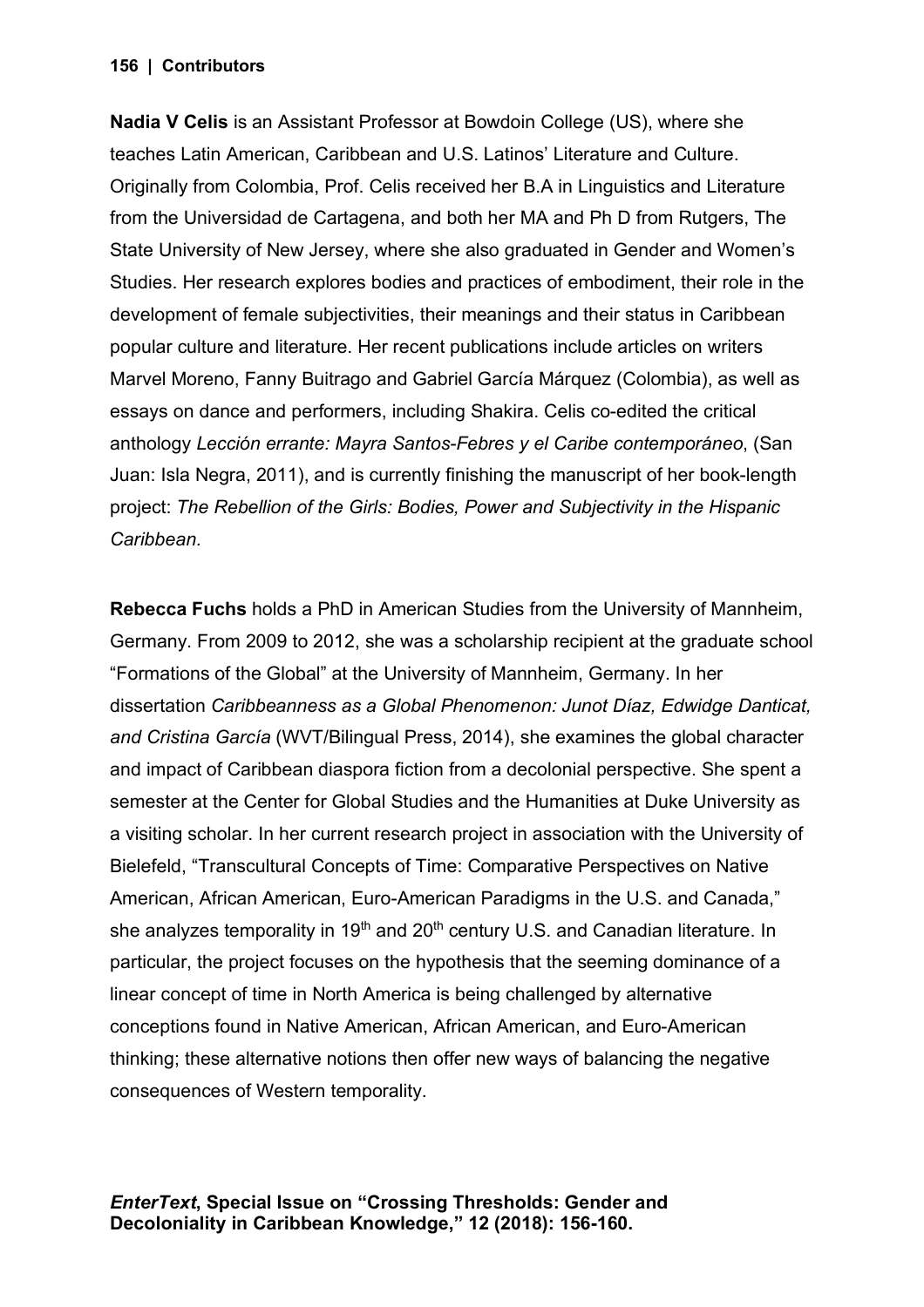**Nadia V Celis** is an Assistant Professor at Bowdoin College (US), where she teaches Latin American, Caribbean and U.S. Latinos' Literature and Culture. Originally from Colombia, Prof. Celis received her B.A in Linguistics and Literature from the Universidad de Cartagena, and both her MA and Ph D from Rutgers, The State University of New Jersey, where she also graduated in Gender and Women's Studies. Her research explores bodies and practices of embodiment, their role in the development of female subjectivities, their meanings and their status in Caribbean popular culture and literature. Her recent publications include articles on writers Marvel Moreno, Fanny Buitrago and Gabriel García Márquez (Colombia), as well as essays on dance and performers, including Shakira. Celis co-edited the critical anthology *Lección errante: Mayra Santos-Febres y el Caribe contemporáneo*, (San Juan: Isla Negra, 2011), and is currently finishing the manuscript of her book-length project: *The Rebellion of the Girls: Bodies, Power and Subjectivity in the Hispanic Caribbean.*

**Rebecca Fuchs** holds a PhD in American Studies from the University of Mannheim, Germany. From 2009 to 2012, she was a scholarship recipient at the graduate school "Formations of the Global" at the University of Mannheim, Germany. In her dissertation *Caribbeanness as a Global Phenomenon: Junot Díaz, Edwidge Danticat, and Cristina García* (WVT/Bilingual Press, 2014), she examines the global character and impact of Caribbean diaspora fiction from a decolonial perspective. She spent a semester at the Center for Global Studies and the Humanities at Duke University as a visiting scholar. In her current research project in association with the University of Bielefeld, "Transcultural Concepts of Time: Comparative Perspectives on Native American, African American, Euro-American Paradigms in the U.S. and Canada," she analyzes temporality in 19th and 20th century U.S. and Canadian literature. In particular, the project focuses on the hypothesis that the seeming dominance of a linear concept of time in North America is being challenged by alternative conceptions found in Native American, African American, and Euro-American thinking; these alternative notions then offer new ways of balancing the negative consequences of Western temporality.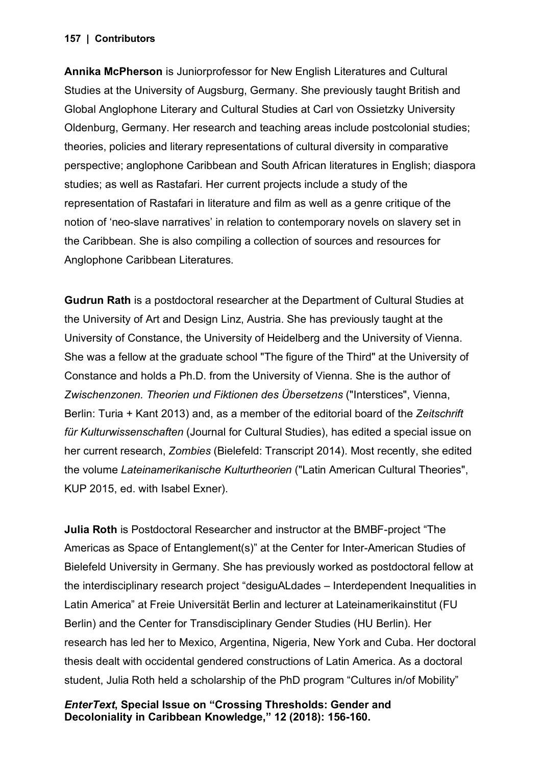**Annika McPherson** is Juniorprofessor for New English Literatures and Cultural Studies at the University of Augsburg, Germany. She previously taught British and Global Anglophone Literary and Cultural Studies at Carl von Ossietzky University Oldenburg, Germany. Her research and teaching areas include postcolonial studies; theories, policies and literary representations of cultural diversity in comparative perspective; anglophone Caribbean and South African literatures in English; diaspora studies; as well as Rastafari. Her current projects include a study of the representation of Rastafari in literature and film as well as a genre critique of the notion of 'neo-slave narratives' in relation to contemporary novels on slavery set in the Caribbean. She is also compiling a collection of sources and resources for Anglophone Caribbean Literatures.

**Gudrun Rath** is a postdoctoral researcher at the Department of Cultural Studies at the University of Art and Design Linz, Austria. She has previously taught at the University of Constance, the University of Heidelberg and the University of Vienna. She was a fellow at the graduate school "The figure of the Third" at the University of Constance and holds a Ph.D. from the University of Vienna. She is the author of *Zwischenzonen. Theorien und Fiktionen des Übersetzens* ("Interstices", Vienna, Berlin: Turia + Kant 2013) and, as a member of the editorial board of the *Zeitschrift für Kulturwissenschaften* (Journal for Cultural Studies), has edited a special issue on her current research, *Zombies* (Bielefeld: Transcript 2014). Most recently, she edited the volume *Lateinamerikanische Kulturtheorien* ("Latin American Cultural Theories", KUP 2015, ed. with Isabel Exner).

**Julia Roth** is Postdoctoral Researcher and instructor at the BMBF-project "The Americas as Space of Entanglement(s)" at the Center for Inter-American Studies of Bielefeld University in Germany. She has previously worked as postdoctoral fellow at the interdisciplinary research project "desiguALdades – Interdependent Inequalities in Latin America" at Freie Universität Berlin and lecturer at Lateinamerikainstitut (FU Berlin) and the Center for Transdisciplinary Gender Studies (HU Berlin). Her research has led her to Mexico, Argentina, Nigeria, New York and Cuba. Her doctoral thesis dealt with occidental gendered constructions of Latin America. As a doctoral student, Julia Roth held a scholarship of the PhD program "Cultures in/of Mobility"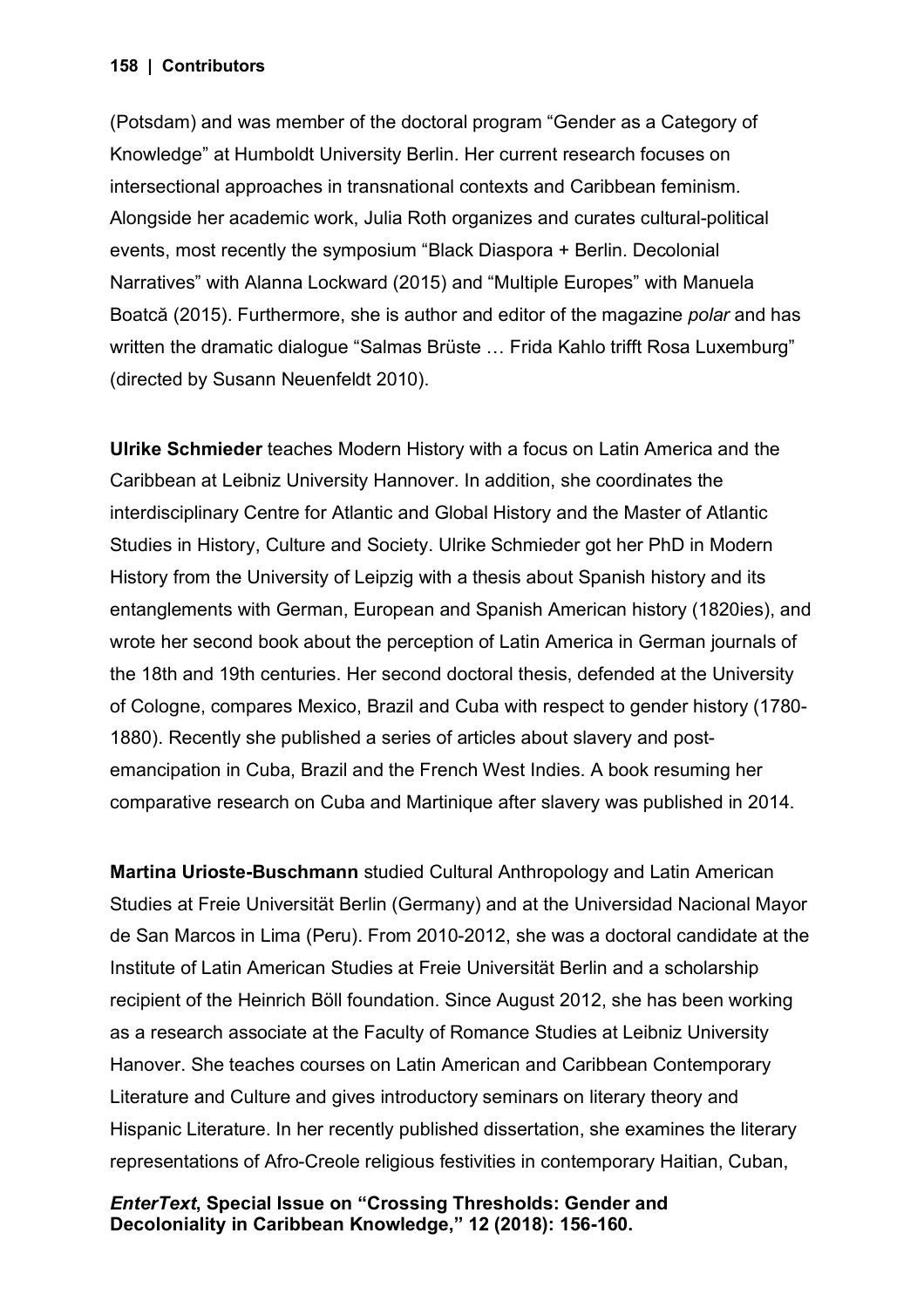(Potsdam) and was member of the doctoral program "Gender as a Category of Knowledge" at Humboldt University Berlin. Her current research focuses on intersectional approaches in transnational contexts and Caribbean feminism. Alongside her academic work, Julia Roth organizes and curates cultural-political events, most recently the symposium "Black Diaspora + Berlin. Decolonial Narratives" with Alanna Lockward (2015) and "Multiple Europes" with Manuela Boatcă (2015). Furthermore, she is author and editor of the magazine *polar* and has written the dramatic dialogue "Salmas Brüste … Frida Kahlo trifft Rosa Luxemburg" (directed by Susann Neuenfeldt 2010).

**Ulrike Schmieder** teaches Modern History with a focus on Latin America and the Caribbean at Leibniz University Hannover. In addition, she coordinates the interdisciplinary Centre for Atlantic and Global History and the Master of Atlantic Studies in History, Culture and Society. Ulrike Schmieder got her PhD in Modern History from the University of Leipzig with a thesis about Spanish history and its entanglements with German, European and Spanish American history (1820ies), and wrote her second book about the perception of Latin America in German journals of the 18th and 19th centuries. Her second doctoral thesis, defended at the University of Cologne, compares Mexico, Brazil and Cuba with respect to gender history (1780-1880). Recently she published a series of articles about slavery and post-emancipation in Cuba, Brazil and the French West Indies. A book resuming her comparative research on Cuba and Martinique after slavery was published in 2014.

**Martina Urioste-Buschmann** studied Cultural Anthropology and Latin American Studies at Freie Universität Berlin (Germany) and at the Universidad Nacional Mayor de San Marcos in Lima (Peru). From 2010-2012, she was a doctoral candidate at the Institute of Latin American Studies at Freie Universität Berlin and a scholarship recipient of the Heinrich Böll foundation. Since August 2012, she has been working as a research associate at the Faculty of Romance Studies at Leibniz University Hanover. She teaches courses on Latin American and Caribbean Contemporary Literature and Culture and gives introductory seminars on literary theory and Hispanic Literature. In her recently published dissertation, she examines the literary representations of Afro-Creole religious festivities in contemporary Haitian, Cuban,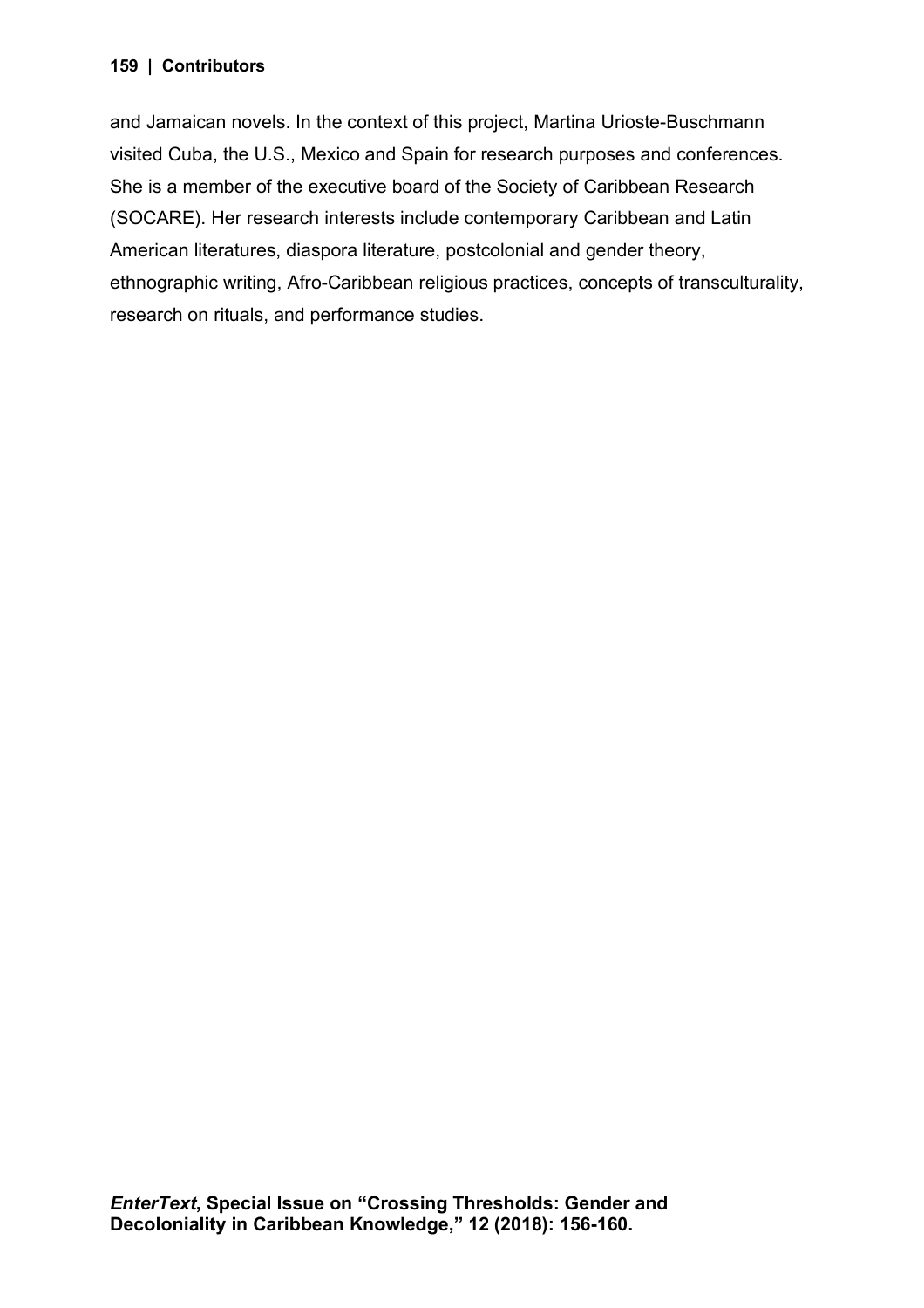and Jamaican novels. In the context of this project, Martina Urioste-Buschmann visited Cuba, the U.S., Mexico and Spain for research purposes and conferences. She is a member of the executive board of the Society of Caribbean Research (SOCARE). Her research interests include contemporary Caribbean and Latin American literatures, diaspora literature, postcolonial and gender theory, ethnographic writing, Afro-Caribbean religious practices, concepts of transculturality, research on rituals, and performance studies.